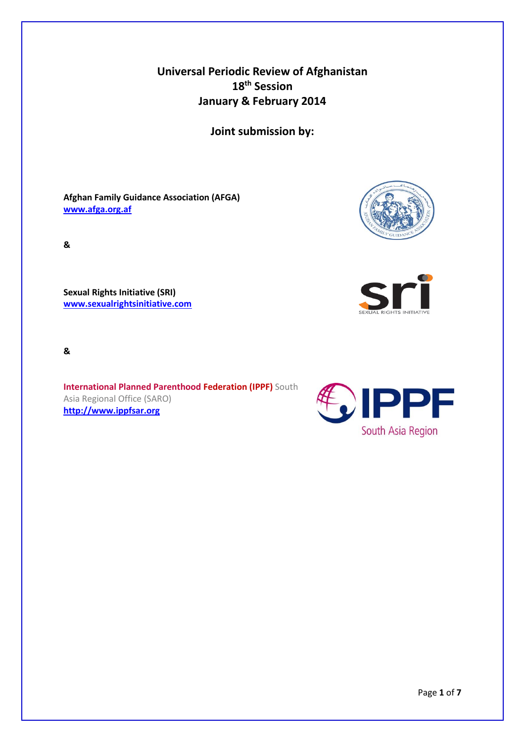# Universal Periodic Review of Afghanistan
## 18th Session
## January & February 2014

## Joint submission by:

**Afghan Family Guidance Association (AFGA)**
**www.afga.org.af**

**&**

**Sexual Rights Initiative (SRI)**
**www.sexualrightsinitiative.com**

**&**

**International Planned Parenthood Federation (IPPF)** South Asia Regional Office (SARO)
**http://www.ippfsar.org**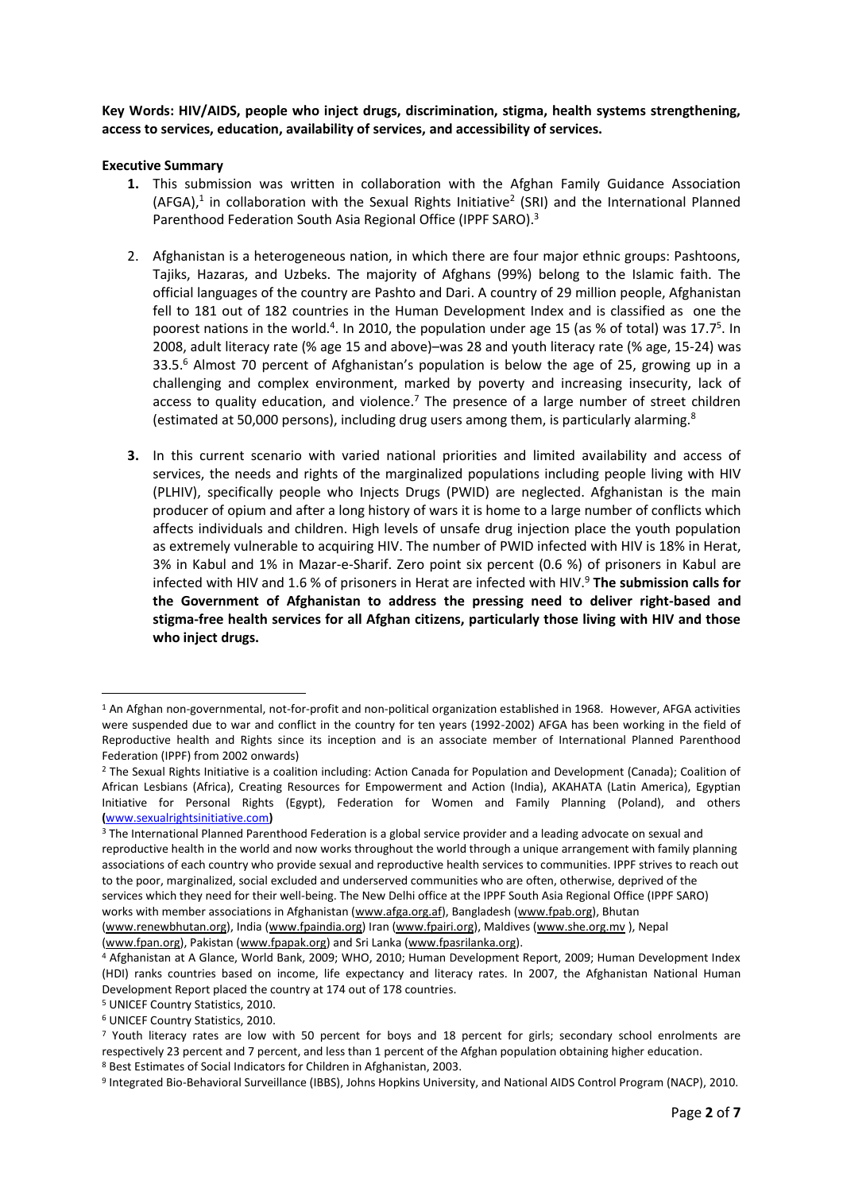**Key Words: HIV/AIDS, people who inject drugs, discrimination, stigma, health systems strengthening, access to services, education, availability of services, and accessibility of services.**

**Executive Summary**

1. This submission was written in collaboration with the Afghan Family Guidance Association (AFGA),[1] in collaboration with the Sexual Rights Initiative[2] (SRI) and the International Planned Parenthood Federation South Asia Regional Office (IPPF SARO).[3]

2. Afghanistan is a heterogeneous nation, in which there are four major ethnic groups: Pashtoons, Tajiks, Hazaras, and Uzbeks. The majority of Afghans (99%) belong to the Islamic faith. The official languages of the country are Pashto and Dari. A country of 29 million people, Afghanistan fell to 181 out of 182 countries in the Human Development Index and is classified as one the poorest nations in the world.[4]. In 2010, the population under age 15 (as % of total) was 17.7[5]. In 2008, adult literacy rate (% age 15 and above)–was 28 and youth literacy rate (% age, 15-24) was 33.5.[6] Almost 70 percent of Afghanistan's population is below the age of 25, growing up in a challenging and complex environment, marked by poverty and increasing insecurity, lack of access to quality education, and violence.[7] The presence of a large number of street children (estimated at 50,000 persons), including drug users among them, is particularly alarming.[8]

3. In this current scenario with varied national priorities and limited availability and access of services, the needs and rights of the marginalized populations including people living with HIV (PLHIV), specifically people who Injects Drugs (PWID) are neglected. Afghanistan is the main producer of opium and after a long history of wars it is home to a large number of conflicts which affects individuals and children. High levels of unsafe drug injection place the youth population as extremely vulnerable to acquiring HIV. The number of PWID infected with HIV is 18% in Herat, 3% in Kabul and 1% in Mazar-e-Sharif. Zero point six percent (0.6 %) of prisoners in Kabul are infected with HIV and 1.6 % of prisoners in Herat are infected with HIV.[9] **The submission calls for the Government of Afghanistan to address the pressing need to deliver right-based and stigma-free health services for all Afghan citizens, particularly those living with HIV and those who inject drugs.**

---

[1] An Afghan non-governmental, not-for-profit and non-political organization established in 1968. However, AFGA activities were suspended due to war and conflict in the country for ten years (1992-2002) AFGA has been working in the field of Reproductive health and Rights since its inception and is an associate member of International Planned Parenthood Federation (IPPF) from 2002 onwards)

[2] The Sexual Rights Initiative is a coalition including: Action Canada for Population and Development (Canada); Coalition of African Lesbians (Africa), Creating Resources for Empowerment and Action (India), AKAHATA (Latin America), Egyptian Initiative for Personal Rights (Egypt), Federation for Women and Family Planning (Poland), and others **(**www.sexualrightsinitiative.com**)**

[3] The International Planned Parenthood Federation is a global service provider and a leading advocate on sexual and reproductive health in the world and now works throughout the world through a unique arrangement with family planning associations of each country who provide sexual and reproductive health services to communities. IPPF strives to reach out to the poor, marginalized, social excluded and underserved communities who are often, otherwise, deprived of the services which they need for their well-being. The New Delhi office at the IPPF South Asia Regional Office (IPPF SARO) works with member associations in Afghanistan (www.afga.org.af), Bangladesh (www.fpab.org), Bhutan (www.renewbhutan.org), India (www.fpaindia.org) Iran (www.fpairi.org), Maldives (www.she.org.mv ), Nepal (www.fpan.org), Pakistan (www.fpapak.org) and Sri Lanka (www.fpasrilanka.org).

[4] Afghanistan at A Glance, World Bank, 2009; WHO, 2010; Human Development Report, 2009; Human Development Index (HDI) ranks countries based on income, life expectancy and literacy rates. In 2007, the Afghanistan National Human Development Report placed the country at 174 out of 178 countries.

[5] UNICEF Country Statistics, 2010.

[6] UNICEF Country Statistics, 2010.

[7] Youth literacy rates are low with 50 percent for boys and 18 percent for girls; secondary school enrolments are respectively 23 percent and 7 percent, and less than 1 percent of the Afghan population obtaining higher education.

[8] Best Estimates of Social Indicators for Children in Afghanistan, 2003.

[9] Integrated Bio-Behavioral Surveillance (IBBS), Johns Hopkins University, and National AIDS Control Program (NACP), 2010.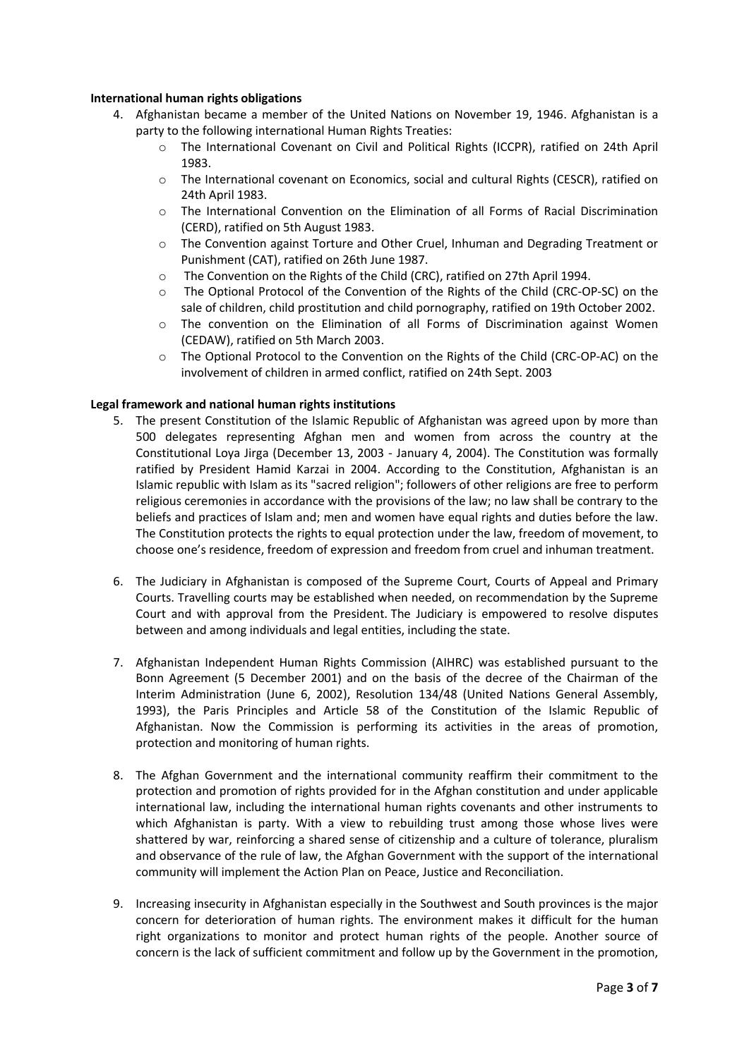**International human rights obligations**

4. Afghanistan became a member of the United Nations on November 19, 1946. Afghanistan is a party to the following international Human Rights Treaties:
   - The International Covenant on Civil and Political Rights (ICCPR), ratified on 24th April 1983.
   - The International covenant on Economics, social and cultural Rights (CESCR), ratified on 24th April 1983.
   - The International Convention on the Elimination of all Forms of Racial Discrimination (CERD), ratified on 5th August 1983.
   - The Convention against Torture and Other Cruel, Inhuman and Degrading Treatment or Punishment (CAT), ratified on 26th June 1987.
   - The Convention on the Rights of the Child (CRC), ratified on 27th April 1994.
   - The Optional Protocol of the Convention of the Rights of the Child (CRC-OP-SC) on the sale of children, child prostitution and child pornography, ratified on 19th October 2002.
   - The convention on the Elimination of all Forms of Discrimination against Women (CEDAW), ratified on 5th March 2003.
   - The Optional Protocol to the Convention on the Rights of the Child (CRC-OP-AC) on the involvement of children in armed conflict, ratified on 24th Sept. 2003

**Legal framework and national human rights institutions**

5. The present Constitution of the Islamic Republic of Afghanistan was agreed upon by more than 500 delegates representing Afghan men and women from across the country at the Constitutional Loya Jirga (December 13, 2003 - January 4, 2004). The Constitution was formally ratified by President Hamid Karzai in 2004. According to the Constitution, Afghanistan is an Islamic republic with Islam as its "sacred religion"; followers of other religions are free to perform religious ceremonies in accordance with the provisions of the law; no law shall be contrary to the beliefs and practices of Islam and; men and women have equal rights and duties before the law. The Constitution protects the rights to equal protection under the law, freedom of movement, to choose one's residence, freedom of expression and freedom from cruel and inhuman treatment.

6. The Judiciary in Afghanistan is composed of the Supreme Court, Courts of Appeal and Primary Courts. Travelling courts may be established when needed, on recommendation by the Supreme Court and with approval from the President. The Judiciary is empowered to resolve disputes between and among individuals and legal entities, including the state.

7. Afghanistan Independent Human Rights Commission (AIHRC) was established pursuant to the Bonn Agreement (5 December 2001) and on the basis of the decree of the Chairman of the Interim Administration (June 6, 2002), Resolution 134/48 (United Nations General Assembly, 1993), the Paris Principles and Article 58 of the Constitution of the Islamic Republic of Afghanistan. Now the Commission is performing its activities in the areas of promotion, protection and monitoring of human rights.

8. The Afghan Government and the international community reaffirm their commitment to the protection and promotion of rights provided for in the Afghan constitution and under applicable international law, including the international human rights covenants and other instruments to which Afghanistan is party. With a view to rebuilding trust among those whose lives were shattered by war, reinforcing a shared sense of citizenship and a culture of tolerance, pluralism and observance of the rule of law, the Afghan Government with the support of the international community will implement the Action Plan on Peace, Justice and Reconciliation.

9. Increasing insecurity in Afghanistan especially in the Southwest and South provinces is the major concern for deterioration of human rights. The environment makes it difficult for the human right organizations to monitor and protect human rights of the people. Another source of concern is the lack of sufficient commitment and follow up by the Government in the promotion,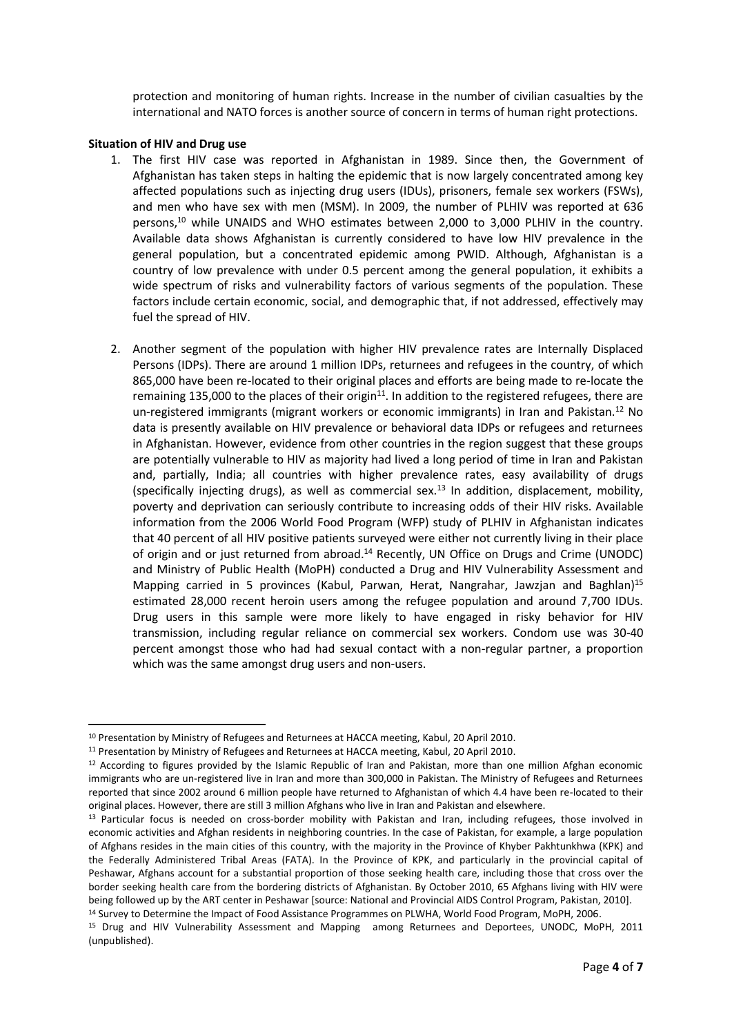protection and monitoring of human rights. Increase in the number of civilian casualties by the international and NATO forces is another source of concern in terms of human right protections.

**Situation of HIV and Drug use**

1. The first HIV case was reported in Afghanistan in 1989. Since then, the Government of Afghanistan has taken steps in halting the epidemic that is now largely concentrated among key affected populations such as injecting drug users (IDUs), prisoners, female sex workers (FSWs), and men who have sex with men (MSM). In 2009, the number of PLHIV was reported at 636 persons,[10] while UNAIDS and WHO estimates between 2,000 to 3,000 PLHIV in the country. Available data shows Afghanistan is currently considered to have low HIV prevalence in the general population, but a concentrated epidemic among PWID. Although, Afghanistan is a country of low prevalence with under 0.5 percent among the general population, it exhibits a wide spectrum of risks and vulnerability factors of various segments of the population. These factors include certain economic, social, and demographic that, if not addressed, effectively may fuel the spread of HIV.

2. Another segment of the population with higher HIV prevalence rates are Internally Displaced Persons (IDPs). There are around 1 million IDPs, returnees and refugees in the country, of which 865,000 have been re-located to their original places and efforts are being made to re-locate the remaining 135,000 to the places of their origin[11]. In addition to the registered refugees, there are un-registered immigrants (migrant workers or economic immigrants) in Iran and Pakistan.[12] No data is presently available on HIV prevalence or behavioral data IDPs or refugees and returnees in Afghanistan. However, evidence from other countries in the region suggest that these groups are potentially vulnerable to HIV as majority had lived a long period of time in Iran and Pakistan and, partially, India; all countries with higher prevalence rates, easy availability of drugs (specifically injecting drugs), as well as commercial sex.[13] In addition, displacement, mobility, poverty and deprivation can seriously contribute to increasing odds of their HIV risks. Available information from the 2006 World Food Program (WFP) study of PLHIV in Afghanistan indicates that 40 percent of all HIV positive patients surveyed were either not currently living in their place of origin and or just returned from abroad.[14] Recently, UN Office on Drugs and Crime (UNODC) and Ministry of Public Health (MoPH) conducted a Drug and HIV Vulnerability Assessment and Mapping carried in 5 provinces (Kabul, Parwan, Herat, Nangrahar, Jawzjan and Baghlan)[15] estimated 28,000 recent heroin users among the refugee population and around 7,700 IDUs. Drug users in this sample were more likely to have engaged in risky behavior for HIV transmission, including regular reliance on commercial sex workers. Condom use was 30-40 percent amongst those who had had sexual contact with a non-regular partner, a proportion which was the same amongst drug users and non-users.

---

[10] Presentation by Ministry of Refugees and Returnees at HACCA meeting, Kabul, 20 April 2010.

[11] Presentation by Ministry of Refugees and Returnees at HACCA meeting, Kabul, 20 April 2010.

[12] According to figures provided by the Islamic Republic of Iran and Pakistan, more than one million Afghan economic immigrants who are un-registered live in Iran and more than 300,000 in Pakistan. The Ministry of Refugees and Returnees reported that since 2002 around 6 million people have returned to Afghanistan of which 4.4 have been re-located to their original places. However, there are still 3 million Afghans who live in Iran and Pakistan and elsewhere.

[13] Particular focus is needed on cross-border mobility with Pakistan and Iran, including refugees, those involved in economic activities and Afghan residents in neighboring countries. In the case of Pakistan, for example, a large population of Afghans resides in the main cities of this country, with the majority in the Province of Khyber Pakhtunkhwa (KPK) and the Federally Administered Tribal Areas (FATA). In the Province of KPK, and particularly in the provincial capital of Peshawar, Afghans account for a substantial proportion of those seeking health care, including those that cross over the border seeking health care from the bordering districts of Afghanistan. By October 2010, 65 Afghans living with HIV were being followed up by the ART center in Peshawar [source: National and Provincial AIDS Control Program, Pakistan, 2010].

[14] Survey to Determine the Impact of Food Assistance Programmes on PLWHA, World Food Program, MoPH, 2006.

[15] Drug and HIV Vulnerability Assessment and Mapping among Returnees and Deportees, UNODC, MoPH, 2011 (unpublished).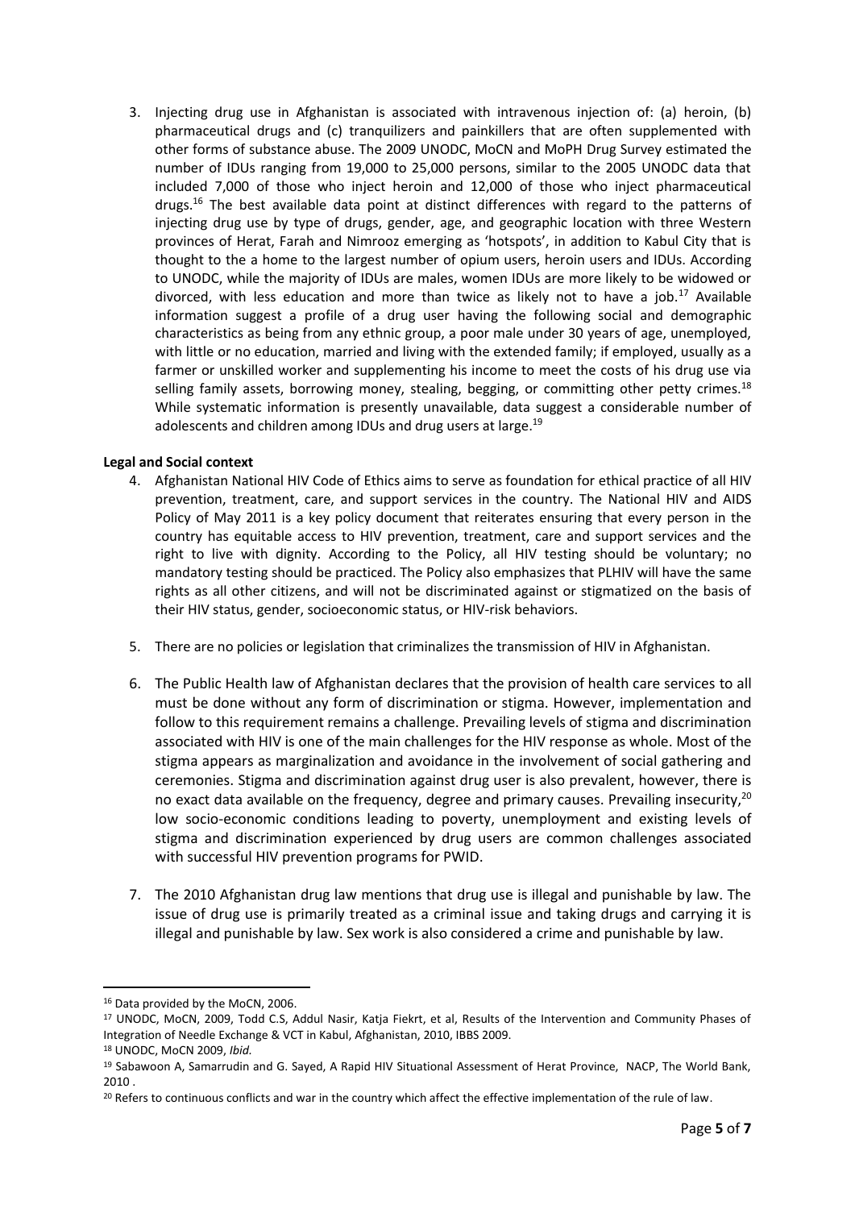3. Injecting drug use in Afghanistan is associated with intravenous injection of: (a) heroin, (b) pharmaceutical drugs and (c) tranquilizers and painkillers that are often supplemented with other forms of substance abuse. The 2009 UNODC, MoCN and MoPH Drug Survey estimated the number of IDUs ranging from 19,000 to 25,000 persons, similar to the 2005 UNODC data that included 7,000 of those who inject heroin and 12,000 of those who inject pharmaceutical drugs.[16] The best available data point at distinct differences with regard to the patterns of injecting drug use by type of drugs, gender, age, and geographic location with three Western provinces of Herat, Farah and Nimrooz emerging as 'hotspots', in addition to Kabul City that is thought to the a home to the largest number of opium users, heroin users and IDUs. According to UNODC, while the majority of IDUs are males, women IDUs are more likely to be widowed or divorced, with less education and more than twice as likely not to have a job.[17] Available information suggest a profile of a drug user having the following social and demographic characteristics as being from any ethnic group, a poor male under 30 years of age, unemployed, with little or no education, married and living with the extended family; if employed, usually as a farmer or unskilled worker and supplementing his income to meet the costs of his drug use via selling family assets, borrowing money, stealing, begging, or committing other petty crimes.[18] While systematic information is presently unavailable, data suggest a considerable number of adolescents and children among IDUs and drug users at large.[19]

**Legal and Social context**

4. Afghanistan National HIV Code of Ethics aims to serve as foundation for ethical practice of all HIV prevention, treatment, care, and support services in the country. The National HIV and AIDS Policy of May 2011 is a key policy document that reiterates ensuring that every person in the country has equitable access to HIV prevention, treatment, care and support services and the right to live with dignity. According to the Policy, all HIV testing should be voluntary; no mandatory testing should be practiced. The Policy also emphasizes that PLHIV will have the same rights as all other citizens, and will not be discriminated against or stigmatized on the basis of their HIV status, gender, socioeconomic status, or HIV-risk behaviors.

5. There are no policies or legislation that criminalizes the transmission of HIV in Afghanistan.

6. The Public Health law of Afghanistan declares that the provision of health care services to all must be done without any form of discrimination or stigma. However, implementation and follow to this requirement remains a challenge. Prevailing levels of stigma and discrimination associated with HIV is one of the main challenges for the HIV response as whole. Most of the stigma appears as marginalization and avoidance in the involvement of social gathering and ceremonies. Stigma and discrimination against drug user is also prevalent, however, there is no exact data available on the frequency, degree and primary causes. Prevailing insecurity,[20] low socio-economic conditions leading to poverty, unemployment and existing levels of stigma and discrimination experienced by drug users are common challenges associated with successful HIV prevention programs for PWID.

7. The 2010 Afghanistan drug law mentions that drug use is illegal and punishable by law. The issue of drug use is primarily treated as a criminal issue and taking drugs and carrying it is illegal and punishable by law. Sex work is also considered a crime and punishable by law.

---

[16] Data provided by the MoCN, 2006.

[17] UNODC, MoCN, 2009, Todd C.S, Addul Nasir, Katja Fiekrt, et al, Results of the Intervention and Community Phases of Integration of Needle Exchange & VCT in Kabul, Afghanistan, 2010, IBBS 2009.

[18] UNODC, MoCN 2009, *Ibid.*

[19] Sabawoon A, Samarrudin and G. Sayed, A Rapid HIV Situational Assessment of Herat Province, NACP, The World Bank, 2010 .

[20] Refers to continuous conflicts and war in the country which affect the effective implementation of the rule of law.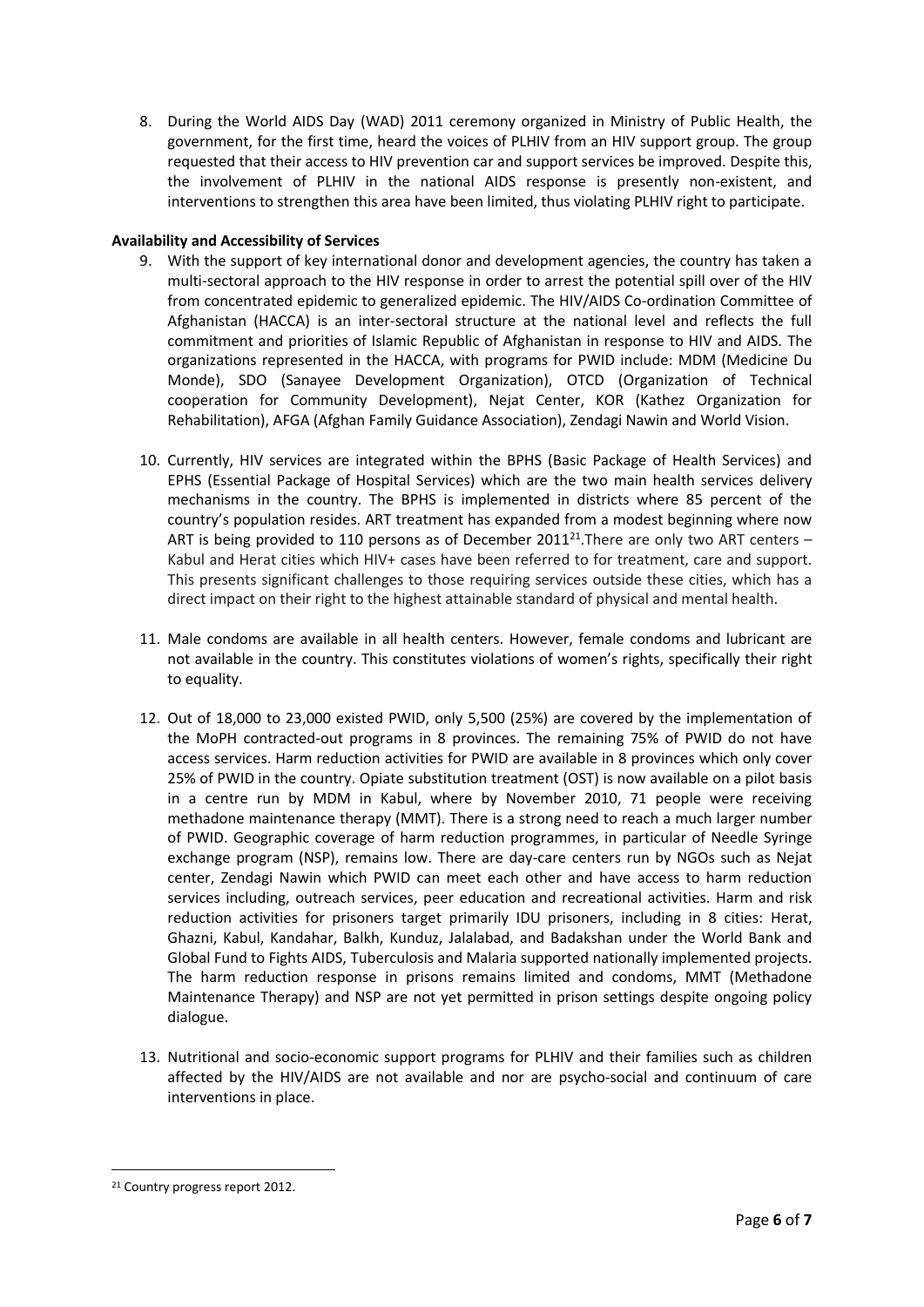8. During the World AIDS Day (WAD) 2011 ceremony organized in Ministry of Public Health, the government, for the first time, heard the voices of PLHIV from an HIV support group. The group requested that their access to HIV prevention car and support services be improved. Despite this, the involvement of PLHIV in the national AIDS response is presently non-existent, and interventions to strengthen this area have been limited, thus violating PLHIV right to participate.

**Availability and Accessibility of Services**

9. With the support of key international donor and development agencies, the country has taken a multi-sectoral approach to the HIV response in order to arrest the potential spill over of the HIV from concentrated epidemic to generalized epidemic. The HIV/AIDS Co-ordination Committee of Afghanistan (HACCA) is an inter-sectoral structure at the national level and reflects the full commitment and priorities of Islamic Republic of Afghanistan in response to HIV and AIDS. The organizations represented in the HACCA, with programs for PWID include: MDM (Medicine Du Monde), SDO (Sanayee Development Organization), OTCD (Organization of Technical cooperation for Community Development), Nejat Center, KOR (Kathez Organization for Rehabilitation), AFGA (Afghan Family Guidance Association), Zendagi Nawin and World Vision.

10. Currently, HIV services are integrated within the BPHS (Basic Package of Health Services) and EPHS (Essential Package of Hospital Services) which are the two main health services delivery mechanisms in the country. The BPHS is implemented in districts where 85 percent of the country's population resides. ART treatment has expanded from a modest beginning where now ART is being provided to 110 persons as of December 2011[21].There are only two ART centers – Kabul and Herat cities which HIV+ cases have been referred to for treatment, care and support. This presents significant challenges to those requiring services outside these cities, which has a direct impact on their right to the highest attainable standard of physical and mental health.

11. Male condoms are available in all health centers. However, female condoms and lubricant are not available in the country. This constitutes violations of women's rights, specifically their right to equality.

12. Out of 18,000 to 23,000 existed PWID, only 5,500 (25%) are covered by the implementation of the MoPH contracted-out programs in 8 provinces. The remaining 75% of PWID do not have access services. Harm reduction activities for PWID are available in 8 provinces which only cover 25% of PWID in the country. Opiate substitution treatment (OST) is now available on a pilot basis in a centre run by MDM in Kabul, where by November 2010, 71 people were receiving methadone maintenance therapy (MMT). There is a strong need to reach a much larger number of PWID. Geographic coverage of harm reduction programmes, in particular of Needle Syringe exchange program (NSP), remains low. There are day-care centers run by NGOs such as Nejat center, Zendagi Nawin which PWID can meet each other and have access to harm reduction services including, outreach services, peer education and recreational activities. Harm and risk reduction activities for prisoners target primarily IDU prisoners, including in 8 cities: Herat, Ghazni, Kabul, Kandahar, Balkh, Kunduz, Jalalabad, and Badakshan under the World Bank and Global Fund to Fights AIDS, Tuberculosis and Malaria supported nationally implemented projects. The harm reduction response in prisons remains limited and condoms, MMT (Methadone Maintenance Therapy) and NSP are not yet permitted in prison settings despite ongoing policy dialogue.

13. Nutritional and socio-economic support programs for PLHIV and their families such as children affected by the HIV/AIDS are not available and nor are psycho-social and continuum of care interventions in place.

[21] Country progress report 2012.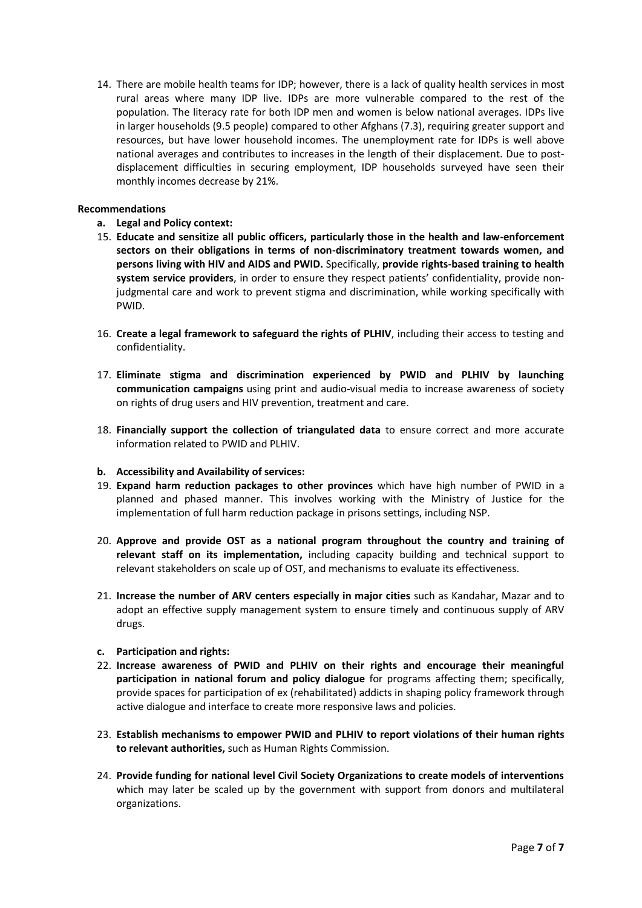14. There are mobile health teams for IDP; however, there is a lack of quality health services in most rural areas where many IDP live. IDPs are more vulnerable compared to the rest of the population. The literacy rate for both IDP men and women is below national averages. IDPs live in larger households (9.5 people) compared to other Afghans (7.3), requiring greater support and resources, but have lower household incomes. The unemployment rate for IDPs is well above national averages and contributes to increases in the length of their displacement. Due to post-displacement difficulties in securing employment, IDP households surveyed have seen their monthly incomes decrease by 21%.

**Recommendations**

**a. Legal and Policy context:**

15. **Educate and sensitize all public officers, particularly those in the health and law-enforcement sectors on their obligations in terms of non-discriminatory treatment towards women, and persons living with HIV and AIDS and PWID.** Specifically, **provide rights-based training to health system service providers**, in order to ensure they respect patients' confidentiality, provide non-judgmental care and work to prevent stigma and discrimination, while working specifically with PWID.

16. **Create a legal framework to safeguard the rights of PLHIV**, including their access to testing and confidentiality.

17. **Eliminate stigma and discrimination experienced by PWID and PLHIV by launching communication campaigns** using print and audio-visual media to increase awareness of society on rights of drug users and HIV prevention, treatment and care.

18. **Financially support the collection of triangulated data** to ensure correct and more accurate information related to PWID and PLHIV.

**b. Accessibility and Availability of services:**

19. **Expand harm reduction packages to other provinces** which have high number of PWID in a planned and phased manner. This involves working with the Ministry of Justice for the implementation of full harm reduction package in prisons settings, including NSP.

20. **Approve and provide OST as a national program throughout the country and training of relevant staff on its implementation,** including capacity building and technical support to relevant stakeholders on scale up of OST, and mechanisms to evaluate its effectiveness.

21. **Increase the number of ARV centers especially in major cities** such as Kandahar, Mazar and to adopt an effective supply management system to ensure timely and continuous supply of ARV drugs.

**c. Participation and rights:**

22. **Increase awareness of PWID and PLHIV on their rights and encourage their meaningful participation in national forum and policy dialogue** for programs affecting them; specifically, provide spaces for participation of ex (rehabilitated) addicts in shaping policy framework through active dialogue and interface to create more responsive laws and policies.

23. **Establish mechanisms to empower PWID and PLHIV to report violations of their human rights to relevant authorities,** such as Human Rights Commission.

24. **Provide funding for national level Civil Society Organizations to create models of interventions** which may later be scaled up by the government with support from donors and multilateral organizations.